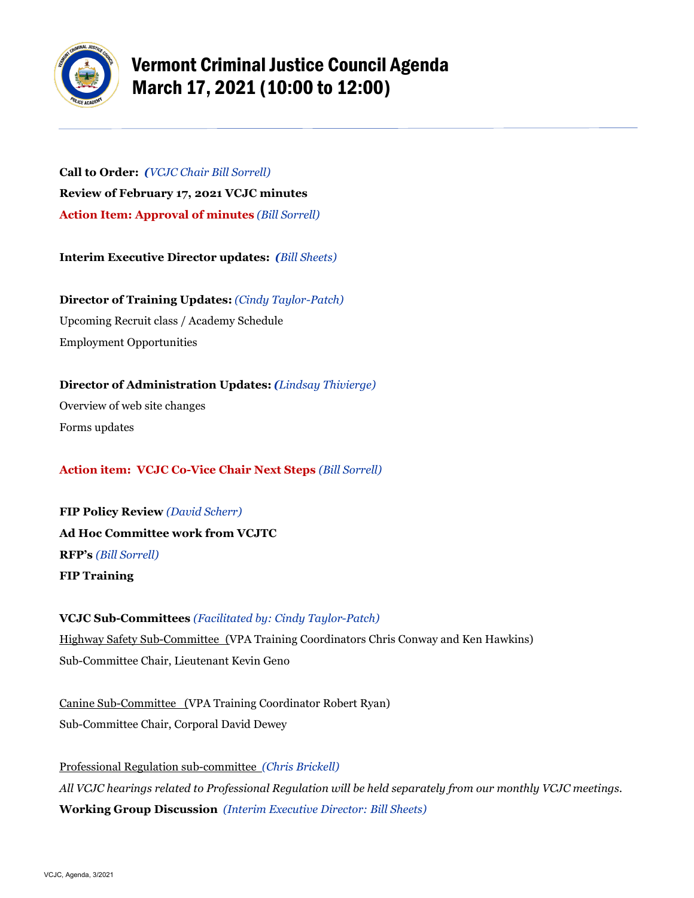# Vermont Criminal Justice Council Agenda
# March 17, 2021 (10:00 to 12:00)

**Call to Order:** *(VCJC Chair Bill Sorrell)*

**Review of February 17, 2021 VCJC minutes**

**Action Item: Approval of minutes** *(Bill Sorrell)*

**Interim Executive Director updates:** *(Bill Sheets)*

**Director of Training Updates:** *(Cindy Taylor-Patch)*

Upcoming Recruit class / Academy Schedule

Employment Opportunities

**Director of Administration Updates:** *(Lindsay Thivierge)*

Overview of web site changes

Forms updates

**Action item: VCJC Co-Vice Chair Next Steps** *(Bill Sorrell)*

**FIP Policy Review** *(David Scherr)*

**Ad Hoc Committee work from VCJTC**

**RFP's** *(Bill Sorrell)*

**FIP Training**

**VCJC Sub-Committees** *(Facilitated by: Cindy Taylor-Patch)*

Highway Safety Sub-Committee (VPA Training Coordinators Chris Conway and Ken Hawkins)

Sub-Committee Chair, Lieutenant Kevin Geno

Canine Sub-Committee (VPA Training Coordinator Robert Ryan)

Sub-Committee Chair, Corporal David Dewey

Professional Regulation sub-committee *(Chris Brickell)*

*All VCJC hearings related to Professional Regulation will be held separately from our monthly VCJC meetings.*

**Working Group Discussion** *(Interim Executive Director: Bill Sheets)*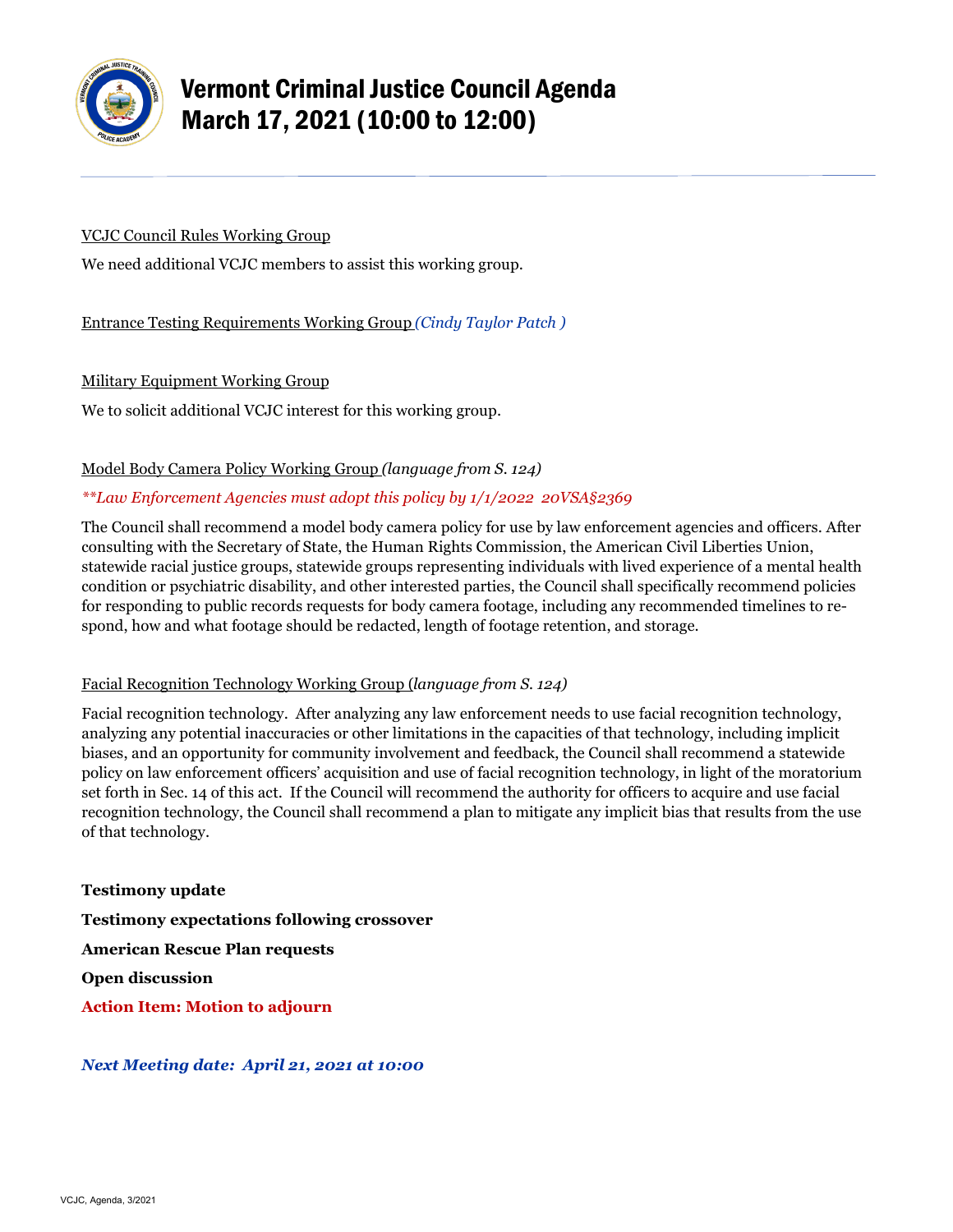# Vermont Criminal Justice Council Agenda March 17, 2021 (10:00 to 12:00)

VCJC Council Rules Working Group

We need additional VCJC members to assist this working group.

Entrance Testing Requirements Working Group *(Cindy Taylor Patch )*

Military Equipment Working Group

We to solicit additional VCJC interest for this working group.

Model Body Camera Policy Working Group *(language from S. 124)*

*\*\*Law Enforcement Agencies must adopt this policy by 1/1/2022 20VSA§2369*

The Council shall recommend a model body camera policy for use by law enforcement agencies and officers. After consulting with the Secretary of State, the Human Rights Commission, the American Civil Liberties Union, statewide racial justice groups, statewide groups representing individuals with lived experience of a mental health condition or psychiatric disability, and other interested parties, the Council shall specifically recommend policies for responding to public records requests for body camera footage, including any recommended timelines to respond, how and what footage should be redacted, length of footage retention, and storage.

Facial Recognition Technology Working Group (*language from S. 124)*

Facial recognition technology. After analyzing any law enforcement needs to use facial recognition technology, analyzing any potential inaccuracies or other limitations in the capacities of that technology, including implicit biases, and an opportunity for community involvement and feedback, the Council shall recommend a statewide policy on law enforcement officers' acquisition and use of facial recognition technology, in light of the moratorium set forth in Sec. 14 of this act. If the Council will recommend the authority for officers to acquire and use facial recognition technology, the Council shall recommend a plan to mitigate any implicit bias that results from the use of that technology.

**Testimony update**

**Testimony expectations following crossover**

**American Rescue Plan requests**

**Open discussion**

**Action Item: Motion to adjourn**

***Next Meeting date: April 21, 2021 at 10:00***